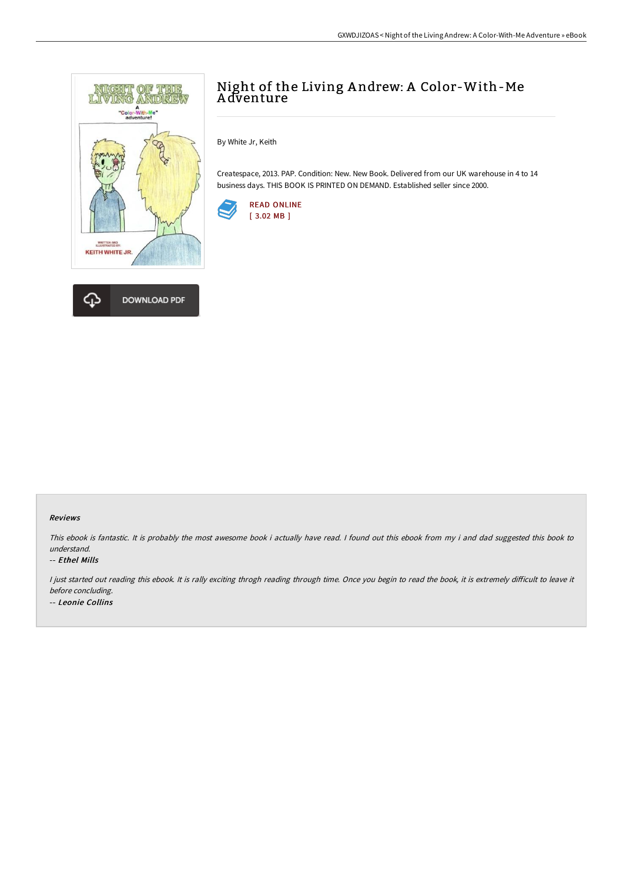# Night of the Living Andrew: A Color-With-Me Adventure

By White Jr, Keith

Createspace, 2013. PAP. Condition: New. New Book. Delivered from our UK warehouse in 4 to 14 business days. THIS BOOK IS PRINTED ON DEMAND. Established seller since 2000.

READ ONLINE
[ 3.02 MB ]

DOWNLOAD PDF

### Reviews

*This ebook is fantastic. It is probably the most awesome book i actually have read. I found out this ebook from my i and dad suggested this book to understand.*

*-- **Ethel Mills***

*I just started out reading this ebook. It is rally exciting throgh reading through time. Once you begin to read the book, it is extremely difficult to leave it before concluding.*

*-- **Leonie Collins***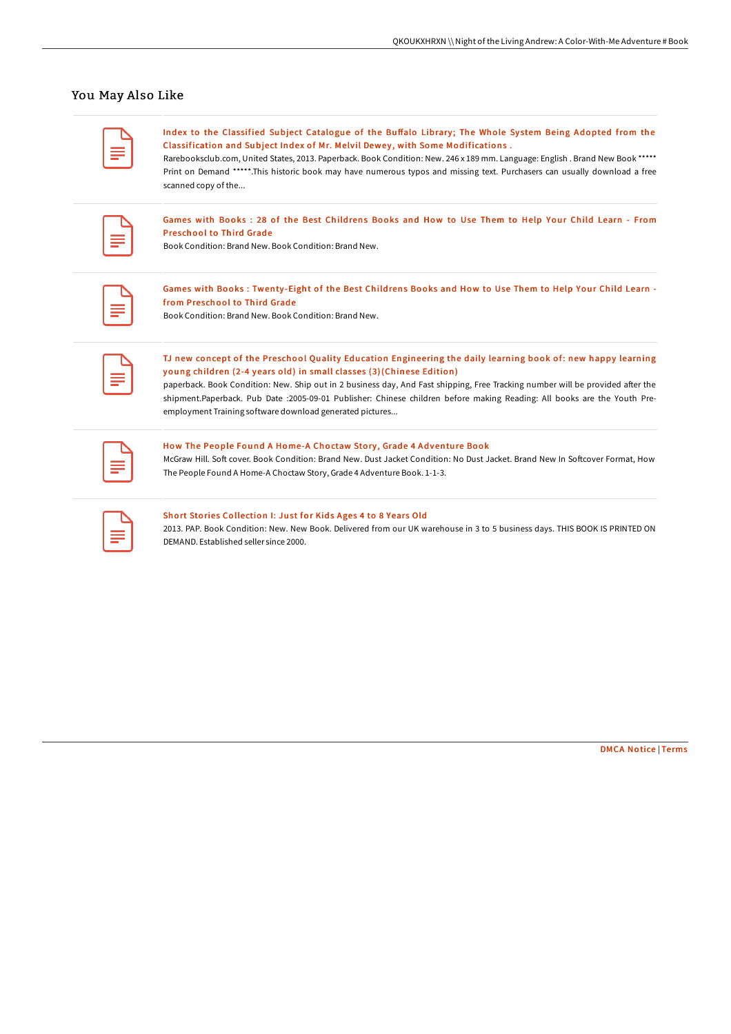## You May Also Like

**Index to the Classified Subject Catalogue of the Buffalo Library; The Whole System Being Adopted from the Classification and Subject Index of Mr. Melvil Dewey, with Some Modifications .**

Rarebooksclub.com, United States, 2013. Paperback. Book Condition: New. 246 x 189 mm. Language: English . Brand New Book ***** Print on Demand *****.This historic book may have numerous typos and missing text. Purchasers can usually download a free scanned copy of the...

**Games with Books : 28 of the Best Childrens Books and How to Use Them to Help Your Child Learn - From Preschool to Third Grade**

Book Condition: Brand New. Book Condition: Brand New.

**Games with Books : Twenty-Eight of the Best Childrens Books and How to Use Them to Help Your Child Learn - from Preschool to Third Grade**

Book Condition: Brand New. Book Condition: Brand New.

**TJ new concept of the Preschool Quality Education Engineering the daily learning book of: new happy learning young children (2-4 years old) in small classes (3)(Chinese Edition)**

paperback. Book Condition: New. Ship out in 2 business day, And Fast shipping, Free Tracking number will be provided after the shipment.Paperback. Pub Date :2005-09-01 Publisher: Chinese children before making Reading: All books are the Youth Pre-employment Training software download generated pictures...

**How The People Found A Home-A Choctaw Story, Grade 4 Adventure Book**

McGraw Hill. Soft cover. Book Condition: Brand New. Dust Jacket Condition: No Dust Jacket. Brand New In Softcover Format, How The People Found A Home-A Choctaw Story, Grade 4 Adventure Book. 1-1-3.

**Short Stories Collection I: Just for Kids Ages 4 to 8 Years Old**

2013. PAP. Book Condition: New. New Book. Delivered from our UK warehouse in 3 to 5 business days. THIS BOOK IS PRINTED ON DEMAND. Established seller since 2000.

DMCA Notice | Terms